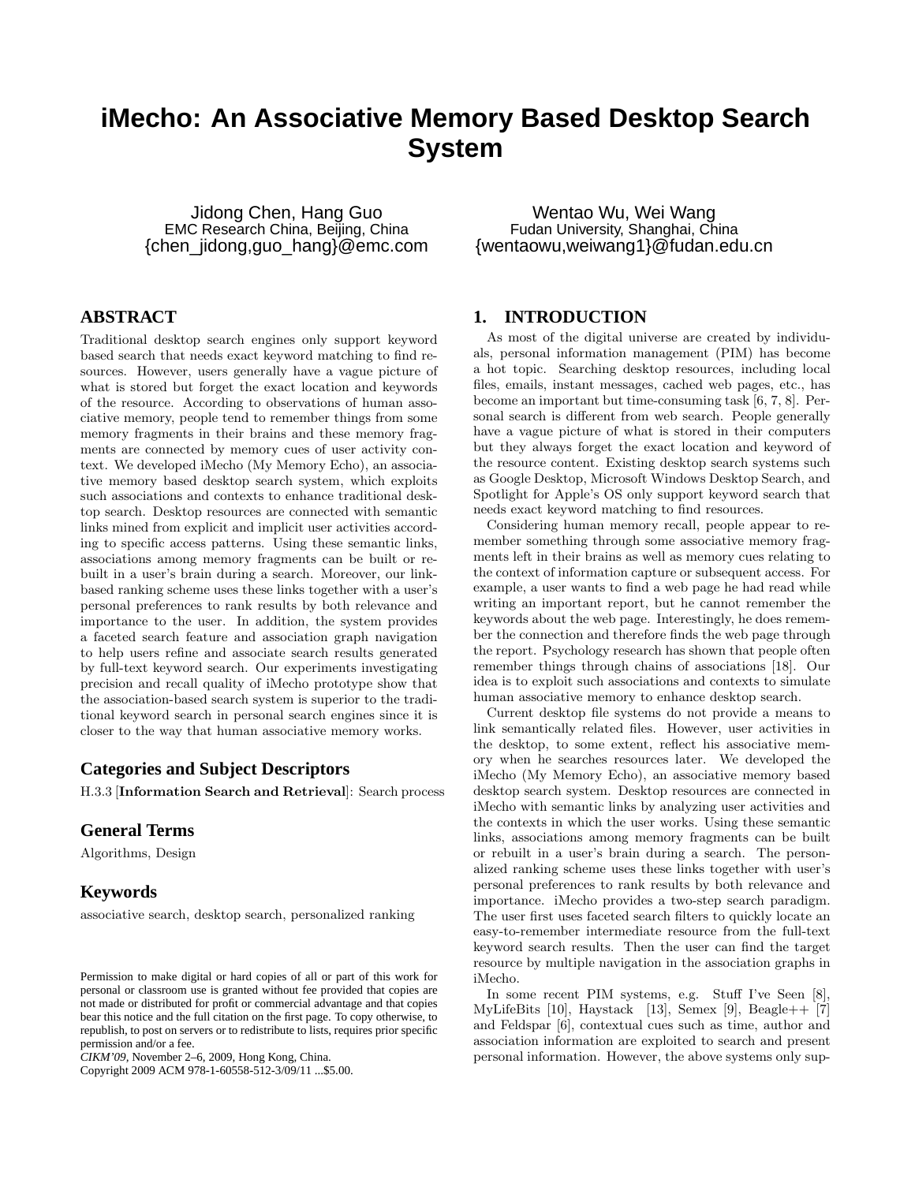# iMecho: An Associative Memory Based Desktop Search System

Jidong Chen, Hang Guo
EMC Research China, Beijing, China
{chen_jidong,guo_hang}@emc.com

Wentao Wu, Wei Wang
Fudan University, Shanghai, China
{wentaowu,weiwang1}@fudan.edu.cn

## ABSTRACT

Traditional desktop search engines only support keyword based search that needs exact keyword matching to find resources. However, users generally have a vague picture of what is stored but forget the exact location and keywords of the resource. According to observations of human associative memory, people tend to remember things from some memory fragments in their brains and these memory fragments are connected by memory cues of user activity context. We developed iMecho (My Memory Echo), an associative memory based desktop search system, which exploits such associations and contexts to enhance traditional desktop search. Desktop resources are connected with semantic links mined from explicit and implicit user activities according to specific access patterns. Using these semantic links, associations among memory fragments can be built or rebuilt in a user's brain during a search. Moreover, our link-based ranking scheme uses these links together with a user's personal preferences to rank results by both relevance and importance to the user. In addition, the system provides a faceted search feature and association graph navigation to help users refine and associate search results generated by full-text keyword search. Our experiments investigating precision and recall quality of iMecho prototype show that the association-based search system is superior to the traditional keyword search in personal search engines since it is closer to the way that human associative memory works.

### Categories and Subject Descriptors

H.3.3 [**Information Search and Retrieval**]: Search process

### General Terms

Algorithms, Design

### Keywords

associative search, desktop search, personalized ranking

Permission to make digital or hard copies of all or part of this work for personal or classroom use is granted without fee provided that copies are not made or distributed for profit or commercial advantage and that copies bear this notice and the full citation on the first page. To copy otherwise, to republish, to post on servers or to redistribute to lists, requires prior specific permission and/or a fee.
*CIKM'09*, November 2–6, 2009, Hong Kong, China.
Copyright 2009 ACM 978-1-60558-512-3/09/11 ...$5.00.

## 1. INTRODUCTION

As most of the digital universe are created by individuals, personal information management (PIM) has become a hot topic. Searching desktop resources, including local files, emails, instant messages, cached web pages, etc., has become an important but time-consuming task [6, 7, 8]. Personal search is different from web search. People generally have a vague picture of what is stored in their computers but they always forget the exact location and keyword of the resource content. Existing desktop search systems such as Google Desktop, Microsoft Windows Desktop Search, and Spotlight for Apple's OS only support keyword search that needs exact keyword matching to find resources.

Considering human memory recall, people appear to remember something through some associative memory fragments left in their brains as well as memory cues relating to the context of information capture or subsequent access. For example, a user wants to find a web page he had read while writing an important report, but he cannot remember the keywords about the web page. Interestingly, he does remember the connection and therefore finds the web page through the report. Psychology research has shown that people often remember things through chains of associations [18]. Our idea is to exploit such associations and contexts to simulate human associative memory to enhance desktop search.

Current desktop file systems do not provide a means to link semantically related files. However, user activities in the desktop, to some extent, reflect his associative memory when he searches resources later. We developed the iMecho (My Memory Echo), an associative memory based desktop search system. Desktop resources are connected in iMecho with semantic links by analyzing user activities and the contexts in which the user works. Using these semantic links, associations among memory fragments can be built or rebuilt in a user's brain during a search. The personalized ranking scheme uses these links together with user's personal preferences to rank results by both relevance and importance. iMecho provides a two-step search paradigm. The user first uses faceted search filters to quickly locate an easy-to-remember intermediate resource from the full-text keyword search results. Then the user can find the target resource by multiple navigation in the association graphs in iMecho.

In some recent PIM systems, e.g. Stuff I've Seen [8], MyLifeBits [10], Haystack [13], Semex [9], Beagle++ [7] and Feldspar [6], contextual cues such as time, author and association information are exploited to search and present personal information. However, the above systems only sup-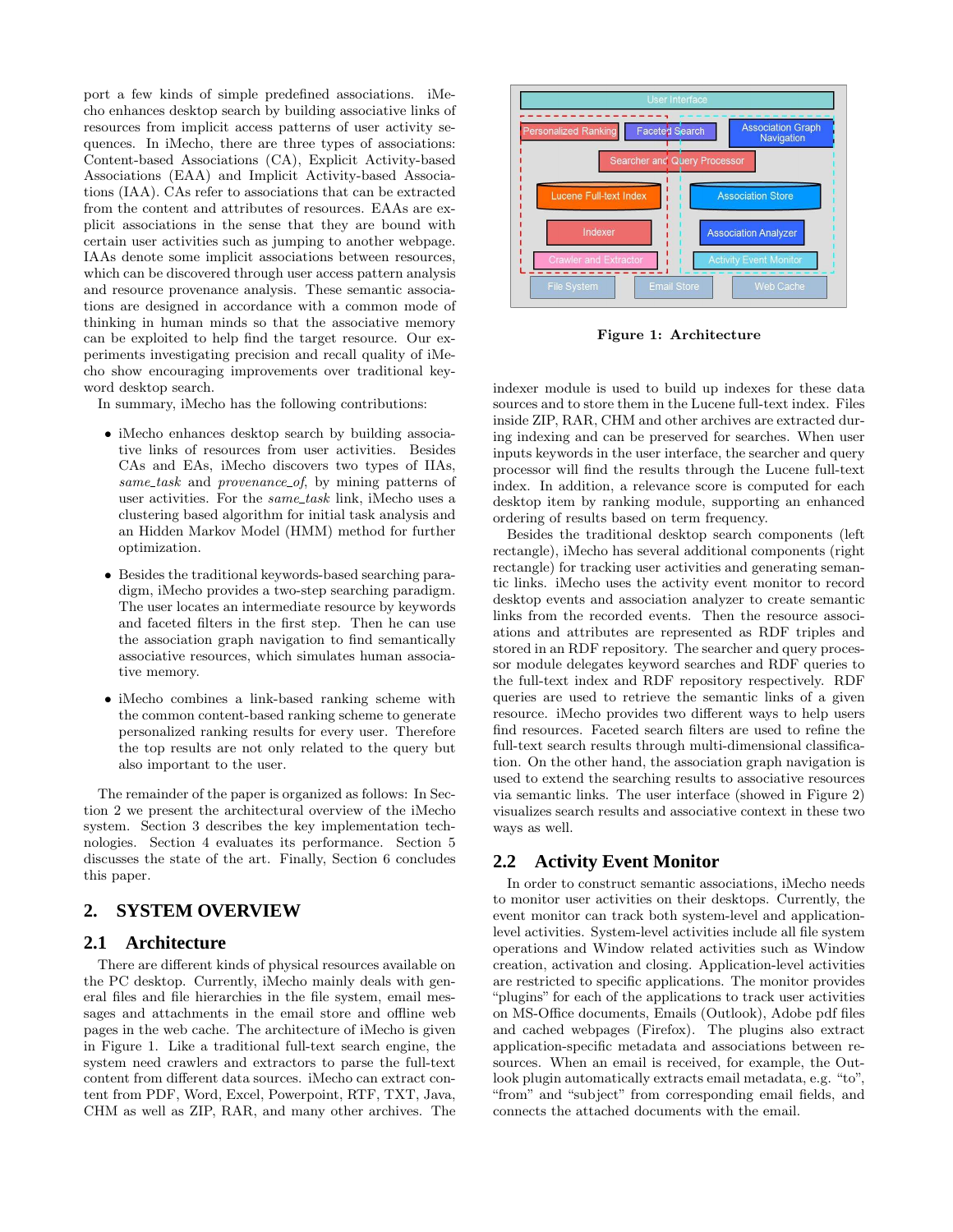port a few kinds of simple predefined associations. iMecho enhances desktop search by building associative links of resources from implicit access patterns of user activity sequences. In iMecho, there are three types of associations: Content-based Associations (CA), Explicit Activity-based Associations (EAA) and Implicit Activity-based Associations (IAA). CAs refer to associations that can be extracted from the content and attributes of resources. EAAs are explicit associations in the sense that they are bound with certain user activities such as jumping to another webpage. IAAs denote some implicit associations between resources, which can be discovered through user access pattern analysis and resource provenance analysis. These semantic associations are designed in accordance with a common mode of thinking in human minds so that the associative memory can be exploited to help find the target resource. Our experiments investigating precision and recall quality of iMecho show encouraging improvements over traditional keyword desktop search.

In summary, iMecho has the following contributions:

- iMecho enhances desktop search by building associative links of resources from user activities. Besides CAs and EAs, iMecho discovers two types of IIAs, *same_task* and *provenance_of*, by mining patterns of user activities. For the *same_task* link, iMecho uses a clustering based algorithm for initial task analysis and an Hidden Markov Model (HMM) method for further optimization.
- Besides the traditional keywords-based searching paradigm, iMecho provides a two-step searching paradigm. The user locates an intermediate resource by keywords and faceted filters in the first step. Then he can use the association graph navigation to find semantically associative resources, which simulates human associative memory.
- iMecho combines a link-based ranking scheme with the common content-based ranking scheme to generate personalized ranking results for every user. Therefore the top results are not only related to the query but also important to the user.

The remainder of the paper is organized as follows: In Section 2 we present the architectural overview of the iMecho system. Section 3 describes the key implementation technologies. Section 4 evaluates its performance. Section 5 discusses the state of the art. Finally, Section 6 concludes this paper.

# 2. SYSTEM OVERVIEW

## 2.1 Architecture

There are different kinds of physical resources available on the PC desktop. Currently, iMecho mainly deals with general files and file hierarchies in the file system, email messages and attachments in the email store and offline web pages in the web cache. The architecture of iMecho is given in Figure 1. Like a traditional full-text search engine, the system need crawlers and extractors to parse the full-text content from different data sources. iMecho can extract content from PDF, Word, Excel, Powerpoint, RTF, TXT, Java, CHM as well as ZIP, RAR, and many other archives. The indexer module is used to build up indexes for these data sources and to store them in the Lucene full-text index. Files inside ZIP, RAR, CHM and other archives are extracted during indexing and can be preserved for searches. When user inputs keywords in the user interface, the searcher and query processor will find the results through the Lucene full-text index. In addition, a relevance score is computed for each desktop item by ranking module, supporting an enhanced ordering of results based on term frequency.

User Interface
Personalized Ranking
Faceted Search
Association Graph Navigation
Searcher and Query Processor
Lucene Full-text Index
Association Store
Indexer
Association Analyzer
Crawler and Extractor
Activity Event Monitor
File System
Email Store
Web Cache

**Figure 1: Architecture**

Besides the traditional desktop search components (left rectangle), iMecho has several additional components (right rectangle) for tracking user activities and generating semantic links. iMecho uses the activity event monitor to record desktop events and association analyzer to create semantic links from the recorded events. Then the resource associations and attributes are represented as RDF triples and stored in an RDF repository. The searcher and query processor module delegates keyword searches and RDF queries to the full-text index and RDF repository respectively. RDF queries are used to retrieve the semantic links of a given resource. iMecho provides two different ways to help users find resources. Faceted search filters are used to refine the full-text search results through multi-dimensional classification. On the other hand, the association graph navigation is used to extend the searching results to associative resources via semantic links. The user interface (showed in Figure 2) visualizes search results and associative context in these two ways as well.

## 2.2 Activity Event Monitor

In order to construct semantic associations, iMecho needs to monitor user activities on their desktops. Currently, the event monitor can track both system-level and application-level activities. System-level activities include all file system operations and Window related activities such as Window creation, activation and closing. Application-level activities are restricted to specific applications. The monitor provides "plugins" for each of the applications to track user activities on MS-Office documents, Emails (Outlook), Adobe pdf files and cached webpages (Firefox). The plugins also extract application-specific metadata and associations between resources. When an email is received, for example, the Outlook plugin automatically extracts email metadata, e.g. "to", "from" and "subject" from corresponding email fields, and connects the attached documents with the email.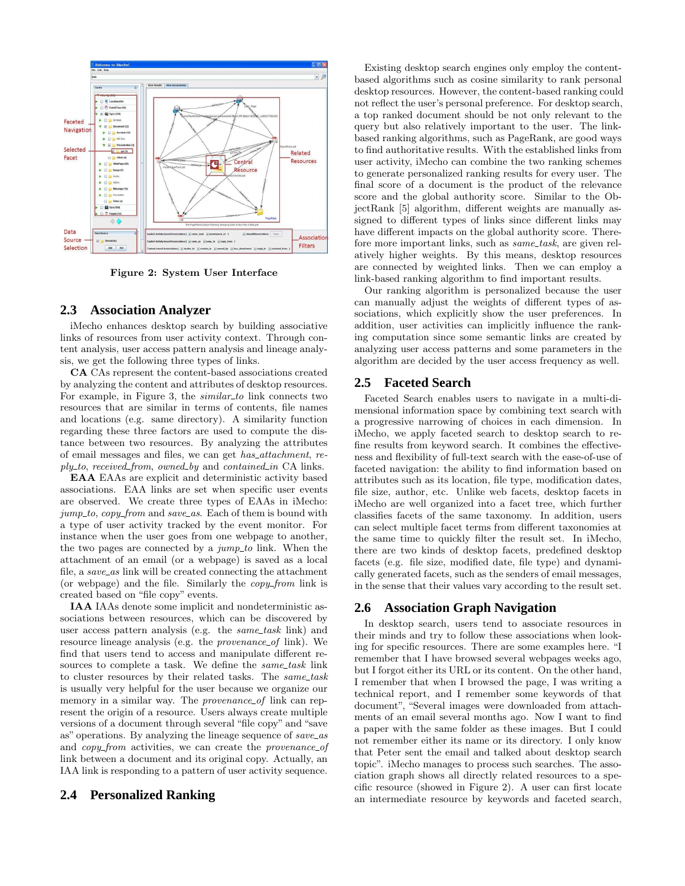Figure 2: System User Interface

## 2.3 Association Analyzer

iMecho enhances desktop search by building associative links of resources from user activity context. Through content analysis, user access pattern analysis and lineage analysis, we get the following three types of links.

**CA** CAs represent the content-based associations created by analyzing the content and attributes of desktop resources. For example, in Figure 3, the *similar_to* link connects two resources that are similar in terms of contents, file names and locations (e.g. same directory). A similarity function regarding these three factors are used to compute the distance between two resources. By analyzing the attributes of email messages and files, we can get *has_attachment*, *reply_to*, *received_from*, *owned_by* and *contained_in* CA links.

**EAA** EAAs are explicit and deterministic activity based associations. EAA links are set when specific user events are observed. We create three types of EAAs in iMecho: *jump_to*, *copy_from* and *save_as*. Each of them is bound with a type of user activity tracked by the event monitor. For instance when the user goes from one webpage to another, the two pages are connected by a *jump_to* link. When the attachment of an email (or a webpage) is saved as a local file, a *save_as* link will be created connecting the attachment (or webpage) and the file. Similarly the *copy_from* link is created based on "file copy" events.

**IAA** IAAs denote some implicit and nondeterministic associations between resources, which can be discovered by user access pattern analysis (e.g. the *same_task* link) and resource lineage analysis (e.g. the *provenance_of* link). We find that users tend to access and manipulate different resources to complete a task. We define the *same_task* link to cluster resources by their related tasks. The *same_task* is usually very helpful for the user because we organize our memory in a similar way. The *provenance_of* link can represent the origin of a resource. Users always create multiple versions of a document through several "file copy" and "save as" operations. By analyzing the lineage sequence of *save_as* and *copy_from* activities, we can create the *provenance_of* link between a document and its original copy. Actually, an IAA link is responding to a pattern of user activity sequence.

## 2.4 Personalized Ranking

Existing desktop search engines only employ the content-based algorithms such as cosine similarity to rank personal desktop resources. However, the content-based ranking could not reflect the user's personal preference. For desktop search, a top ranked document should be not only relevant to the query but also relatively important to the user. The link-based ranking algorithms, such as PageRank, are good ways to find authoritative results. With the established links from user activity, iMecho can combine the two ranking schemes to generate personalized ranking results for every user. The final score of a document is the product of the relevance score and the global authority score. Similar to the ObjectRank [5] algorithm, different weights are manually assigned to different types of links since different links may have different impacts on the global authority score. Therefore more important links, such as *same_task*, are given relatively higher weights. By this means, desktop resources are connected by weighted links. Then we can employ a link-based ranking algorithm to find important results.

Our ranking algorithm is personalized because the user can manually adjust the weights of different types of associations, which explicitly show the user preferences. In addition, user activities can implicitly influence the ranking computation since some semantic links are created by analyzing user access patterns and some parameters in the algorithm are decided by the user access frequency as well.

## 2.5 Faceted Search

Faceted Search enables users to navigate in a multi-dimensional information space by combining text search with a progressive narrowing of choices in each dimension. In iMecho, we apply faceted search to desktop search to refine results from keyword search. It combines the effectiveness and flexibility of full-text search with the ease-of-use of faceted navigation: the ability to find information based on attributes such as its location, file type, modification dates, file size, author, etc. Unlike web facets, desktop facets in iMecho are well organized into a facet tree, which further classifies facets of the same taxonomy. In addition, users can select multiple facet terms from different taxonomies at the same time to quickly filter the result set. In iMecho, there are two kinds of desktop facets, predefined desktop facets (e.g. file size, modified date, file type) and dynamically generated facets, such as the senders of email messages, in the sense that their values vary according to the result set.

## 2.6 Association Graph Navigation

In desktop search, users tend to associate resources in their minds and try to follow these associations when looking for specific resources. There are some examples here. "I remember that I have browsed several webpages weeks ago, but I forgot either its URL or its content. On the other hand, I remember that when I browsed the page, I was writing a technical report, and I remember some keywords of that document", "Several images were downloaded from attachments of an email several months ago. Now I want to find a paper with the same folder as these images. But I could not remember either its name or its directory. I only know that Peter sent the email and talked about desktop search topic". iMecho manages to process such searches. The association graph shows all directly related resources to a specific resource (showed in Figure 2). A user can first locate an intermediate resource by keywords and faceted search,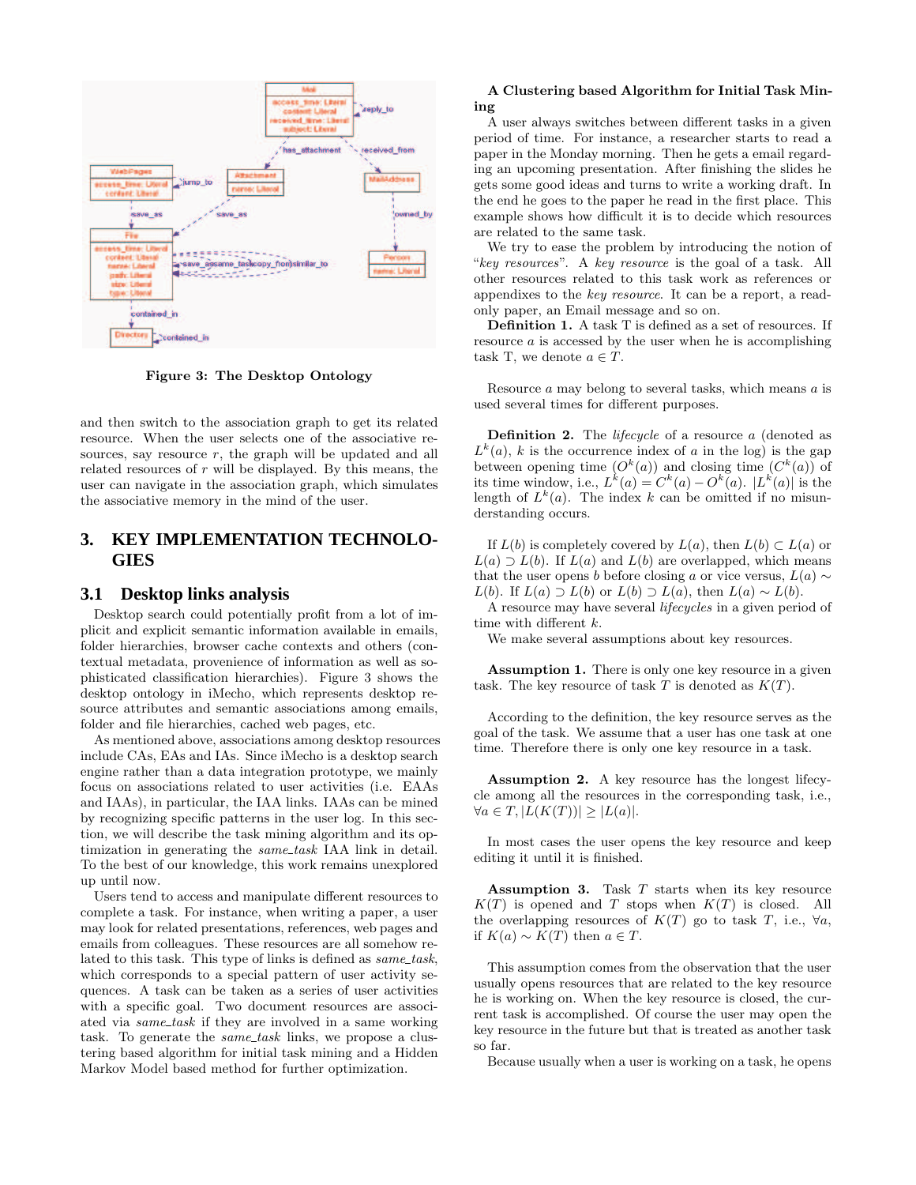Figure 3: The Desktop Ontology

and then switch to the association graph to get its related resource. When the user selects one of the associative resources, say resource $r$, the graph will be updated and all related resources of $r$ will be displayed. By this means, the user can navigate in the association graph, which simulates the associative memory in the mind of the user.

## 3. KEY IMPLEMENTATION TECHNOLOGIES

### 3.1 Desktop links analysis

Desktop search could potentially profit from a lot of implicit and explicit semantic information available in emails, folder hierarchies, browser cache contexts and others (contextual metadata, provenience of information as well as sophisticated classification hierarchies). Figure 3 shows the desktop ontology in iMecho, which represents desktop resource attributes and semantic associations among emails, folder and file hierarchies, cached web pages, etc.

As mentioned above, associations among desktop resources include CAs, EAs and IAs. Since iMecho is a desktop search engine rather than a data integration prototype, we mainly focus on associations related to user activities (i.e. EAAs and IAAs), in particular, the IAA links. IAAs can be mined by recognizing specific patterns in the user log. In this section, we will describe the task mining algorithm and its optimization in generating the *same_task* IAA link in detail. To the best of our knowledge, this work remains unexplored up until now.

Users tend to access and manipulate different resources to complete a task. For instance, when writing a paper, a user may look for related presentations, references, web pages and emails from colleagues. These resources are all somehow related to this task. This type of links is defined as *same_task*, which corresponds to a special pattern of user activity sequences. A task can be taken as a series of user activities with a specific goal. Two document resources are associated via *same_task* if they are involved in a same working task. To generate the *same_task* links, we propose a clustering based algorithm for initial task mining and a Hidden Markov Model based method for further optimization.

**A Clustering based Algorithm for Initial Task Mining**

A user always switches between different tasks in a given period of time. For instance, a researcher starts to read a paper in the Monday morning. Then he gets a email regarding an upcoming presentation. After finishing the slides he gets some good ideas and turns to write a working draft. In the end he goes to the paper he read in the first place. This example shows how difficult it is to decide which resources are related to the same task.

We try to ease the problem by introducing the notion of "*key resources*". A *key resource* is the goal of a task. All other resources related to this task work as references or appendixes to the *key resource*. It can be a report, a read-only paper, an Email message and so on.

**Definition 1.** A task T is defined as a set of resources. If resource $a$ is accessed by the user when he is accomplishing task T, we denote $a \in T$.

Resource $a$ may belong to several tasks, which means $a$ is used several times for different purposes.

**Definition 2.** The *lifecycle* of a resource $a$ (denoted as $L^k(a)$, $k$ is the occurrence index of $a$ in the log) is the gap between opening time ($O^k(a)$) and closing time ($C^k(a)$) of its time window, i.e., $L^k(a) = C^k(a) - O^k(a)$. $|L^k(a)|$ is the length of $L^k(a)$. The index $k$ can be omitted if no misunderstanding occurs.

If $L(b)$ is completely covered by $L(a)$, then $L(b) \subset L(a)$ or $L(a) \supset L(b)$. If $L(a)$ and $L(b)$ are overlapped, which means that the user opens $b$ before closing $a$ or vice versus, $L(a) \sim L(b)$. If $L(a) \supset L(b)$ or $L(b) \supset L(a)$, then $L(a) \sim L(b)$.

A resource may have several *lifecycles* in a given period of time with different $k$.

We make several assumptions about key resources.

**Assumption 1.** There is only one key resource in a given task. The key resource of task $T$ is denoted as $K(T)$.

According to the definition, the key resource serves as the goal of the task. We assume that a user has one task at one time. Therefore there is only one key resource in a task.

**Assumption 2.** A key resource has the longest lifecycle among all the resources in the corresponding task, i.e., $\forall a \in T, |L(K(T))| \geq |L(a)|$.

In most cases the user opens the key resource and keep editing it until it is finished.

**Assumption 3.** Task $T$ starts when its key resource $K(T)$ is opened and $T$ stops when $K(T)$ is closed. All the overlapping resources of $K(T)$ go to task $T$, i.e., $\forall a$, if $K(a) \sim K(T)$ then $a \in T$.

This assumption comes from the observation that the user usually opens resources that are related to the key resource he is working on. When the key resource is closed, the current task is accomplished. Of course the user may open the key resource in the future but that is treated as another task so far.

Because usually when a user is working on a task, he opens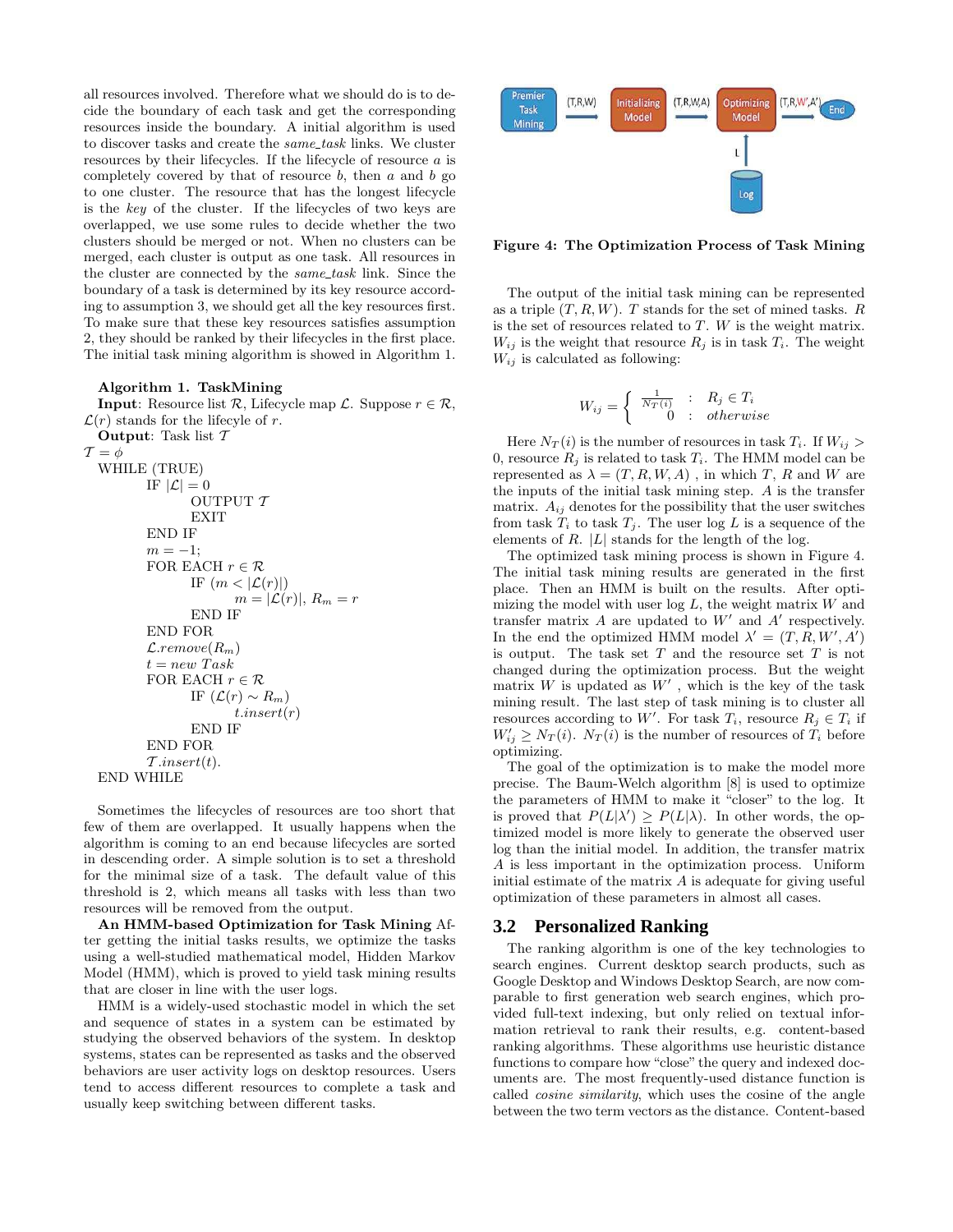all resources involved. Therefore what we should do is to decide the boundary of each task and get the corresponding resources inside the boundary. A initial algorithm is used to discover tasks and create the *same_task* links. We cluster resources by their lifecycles. If the lifecycle of resource $a$ is completely covered by that of resource $b$, then $a$ and $b$ go to one cluster. The resource that has the longest lifecycle is the *key* of the cluster. If the lifecycles of two keys are overlapped, we use some rules to decide whether the two clusters should be merged or not. When no clusters can be merged, each cluster is output as one task. All resources in the cluster are connected by the *same_task* link. Since the boundary of a task is determined by its key resource according to assumption 3, we should get all the key resources first. To make sure that these key resources satisfies assumption 2, they should be ranked by their lifecycles in the first place. The initial task mining algorithm is showed in Algorithm 1.

**Algorithm 1. TaskMining**
**Input**: Resource list $\mathcal{R}$, Lifecycle map $\mathcal{L}$. Suppose $r \in \mathcal{R}$, $\mathcal{L}(r)$ stands for the lifecycle of $r$.
**Output**: Task list $\mathcal{T}$

```
T = ϕ
WHILE (TRUE)
    IF |L| = 0
        OUTPUT T
        EXIT
    END IF
    m = −1;
    FOR EACH r ∈ R
        IF (m < |L(r)|)
            m = |L(r)|, R_m = r
        END IF
    END FOR
    L.remove(R_m)
    t = new Task
    FOR EACH r ∈ R
        IF (L(r) ~ R_m)
            t.insert(r)
        END IF
    END FOR
    T.insert(t).
END WHILE
```

Sometimes the lifecycles of resources are too short that few of them are overlapped. It usually happens when the algorithm is coming to an end because lifecycles are sorted in descending order. A simple solution is to set a threshold for the minimal size of a task. The default value of this threshold is 2, which means all tasks with less than two resources will be removed from the output.

**An HMM-based Optimization for Task Mining** After getting the initial tasks results, we optimize the tasks using a well-studied mathematical model, Hidden Markov Model (HMM), which is proved to yield task mining results that are closer in line with the user logs.

HMM is a widely-used stochastic model in which the set and sequence of states in a system can be estimated by studying the observed behaviors of the system. In desktop systems, states can be represented as tasks and the observed behaviors are user activity logs on desktop resources. Users tend to access different resources to complete a task and usually keep switching between different tasks.

**Figure 4: The Optimization Process of Task Mining**

The output of the initial task mining can be represented as a triple $(T, R, W)$. $T$ stands for the set of mined tasks. $R$ is the set of resources related to $T$. $W$ is the weight matrix. $W_{ij}$ is the weight that resource $R_j$ is in task $T_i$. The weight $W_{ij}$ is calculated as following:

$$W_{ij} = \begin{cases} \frac{1}{N_T(i)} & : \quad R_j \in T_i \\ 0 & : \quad otherwise \end{cases}$$

Here $N_T(i)$ is the number of resources in task $T_i$. If $W_{ij} > 0$, resource $R_j$ is related to task $T_i$. The HMM model can be represented as $\lambda = (T, R, W, A)$ , in which $T$, $R$ and $W$ are the inputs of the initial task mining step. $A$ is the transfer matrix. $A_{ij}$ denotes for the possibility that the user switches from task $T_i$ to task $T_j$. The user log $L$ is a sequence of the elements of $R$. $|L|$ stands for the length of the log.

The optimized task mining process is shown in Figure 4. The initial task mining results are generated in the first place. Then an HMM is built on the results. After optimizing the model with user log $L$, the weight matrix $W$ and transfer matrix $A$ are updated to $W'$ and $A'$ respectively. In the end the optimized HMM model $\lambda' = (T, R, W', A')$ is output. The task set $T$ and the resource set $T$ is not changed during the optimization process. But the weight matrix $W$ is updated as $W'$ , which is the key of the task mining result. The last step of task mining is to cluster all resources according to $W'$. For task $T_i$, resource $R_j \in T_i$ if $W'_{ij} \geq N_T(i)$. $N_T(i)$ is the number of resources of $T_i$ before optimizing.

The goal of the optimization is to make the model more precise. The Baum-Welch algorithm [8] is used to optimize the parameters of HMM to make it "closer" to the log. It is proved that $P(L|\lambda') \geq P(L|\lambda)$. In other words, the optimized model is more likely to generate the observed user log than the initial model. In addition, the transfer matrix $A$ is less important in the optimization process. Uniform initial estimate of the matrix $A$ is adequate for giving useful optimization of these parameters in almost all cases.

## 3.2 Personalized Ranking

The ranking algorithm is one of the key technologies to search engines. Current desktop search products, such as Google Desktop and Windows Desktop Search, are now comparable to first generation web search engines, which provided full-text indexing, but only relied on textual information retrieval to rank their results, e.g. content-based ranking algorithms. These algorithms use heuristic distance functions to compare how "close" the query and indexed documents are. The most frequently-used distance function is called *cosine similarity*, which uses the cosine of the angle between the two term vectors as the distance. Content-based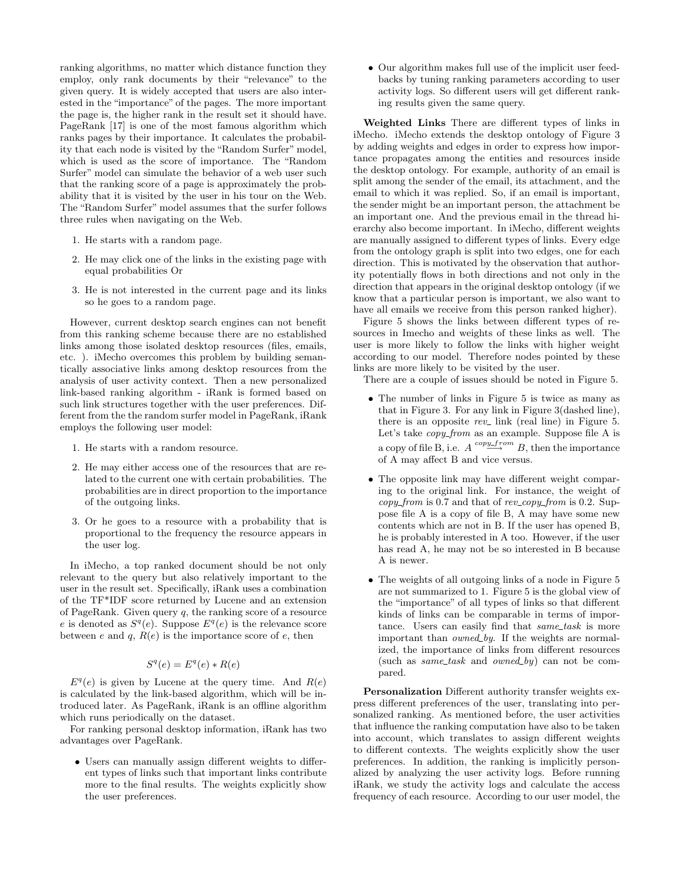ranking algorithms, no matter which distance function they employ, only rank documents by their "relevance" to the given query. It is widely accepted that users are also interested in the "importance" of the pages. The more important the page is, the higher rank in the result set it should have. PageRank [17] is one of the most famous algorithm which ranks pages by their importance. It calculates the probability that each node is visited by the "Random Surfer" model, which is used as the score of importance. The "Random Surfer" model can simulate the behavior of a web user such that the ranking score of a page is approximately the probability that it is visited by the user in his tour on the Web. The "Random Surfer" model assumes that the surfer follows three rules when navigating on the Web.

1. He starts with a random page.
2. He may click one of the links in the existing page with equal probabilities Or
3. He is not interested in the current page and its links so he goes to a random page.

However, current desktop search engines can not benefit from this ranking scheme because there are no established links among those isolated desktop resources (files, emails, etc. ). iMecho overcomes this problem by building semantically associative links among desktop resources from the analysis of user activity context. Then a new personalized link-based ranking algorithm - iRank is formed based on such link structures together with the user preferences. Different from the the random surfer model in PageRank, iRank employs the following user model:

1. He starts with a random resource.
2. He may either access one of the resources that are related to the current one with certain probabilities. The probabilities are in direct proportion to the importance of the outgoing links.
3. Or he goes to a resource with a probability that is proportional to the frequency the resource appears in the user log.

In iMecho, a top ranked document should be not only relevant to the query but also relatively important to the user in the result set. Specifically, iRank uses a combination of the TF*IDF score returned by Lucene and an extension of PageRank. Given query $q$, the ranking score of a resource $e$ is denoted as $S^q(e)$. Suppose $E^q(e)$ is the relevance score between $e$ and $q$, $R(e)$ is the importance score of $e$, then

$$S^q(e) = E^q(e) * R(e)$$

$E^q(e)$ is given by Lucene at the query time. And $R(e)$ is calculated by the link-based algorithm, which will be introduced later. As PageRank, iRank is an offline algorithm which runs periodically on the dataset.

For ranking personal desktop information, iRank has two advantages over PageRank.

- Users can manually assign different weights to different types of links such that important links contribute more to the final results. The weights explicitly show the user preferences.
- Our algorithm makes full use of the implicit user feedbacks by tuning ranking parameters according to user activity logs. So different users will get different ranking results given the same query.

**Weighted Links** There are different types of links in iMecho. iMecho extends the desktop ontology of Figure 3 by adding weights and edges in order to express how importance propagates among the entities and resources inside the desktop ontology. For example, authority of an email is split among the sender of the email, its attachment, and the email to which it was replied. So, if an email is important, the sender might be an important person, the attachment be an important one. And the previous email in the thread hierarchy also become important. In iMecho, different weights are manually assigned to different types of links. Every edge from the ontology graph is split into two edges, one for each direction. This is motivated by the observation that authority potentially flows in both directions and not only in the direction that appears in the original desktop ontology (if we know that a particular person is important, we also want to have all emails we receive from this person ranked higher).

Figure 5 shows the links between different types of resources in Imecho and weights of these links as well. The user is more likely to follow the links with higher weight according to our model. Therefore nodes pointed by these links are more likely to be visited by the user.

There are a couple of issues should be noted in Figure 5.

- The number of links in Figure 5 is twice as many as that in Figure 3. For any link in Figure 3(dashed line), there is an opposite *rev_* link (real line) in Figure 5. Let's take *copy_from* as an example. Suppose file A is a copy of file B, i.e. $A \stackrel{copy\_from}{\longrightarrow} B$, then the importance of A may affect B and vice versus.
- The opposite link may have different weight comparing to the original link. For instance, the weight of *copy_from* is 0.7 and that of *rev_copy_from* is 0.2. Suppose file A is a copy of file B, A may have some new contents which are not in B. If the user has opened B, he is probably interested in A too. However, if the user has read A, he may not be so interested in B because A is newer.
- The weights of all outgoing links of a node in Figure 5 are not summarized to 1. Figure 5 is the global view of the "importance" of all types of links so that different kinds of links can be comparable in terms of importance. Users can easily find that *same_task* is more important than *owned_by*. If the weights are normalized, the importance of links from different resources (such as *same_task* and *owned_by*) can not be compared.

**Personalization** Different authority transfer weights express different preferences of the user, translating into personalized ranking. As mentioned before, the user activities that influence the ranking computation have also to be taken into account, which translates to assign different weights to different contexts. The weights explicitly show the user preferences. In addition, the ranking is implicitly personalized by analyzing the user activity logs. Before running iRank, we study the activity logs and calculate the access frequency of each resource. According to our user model, the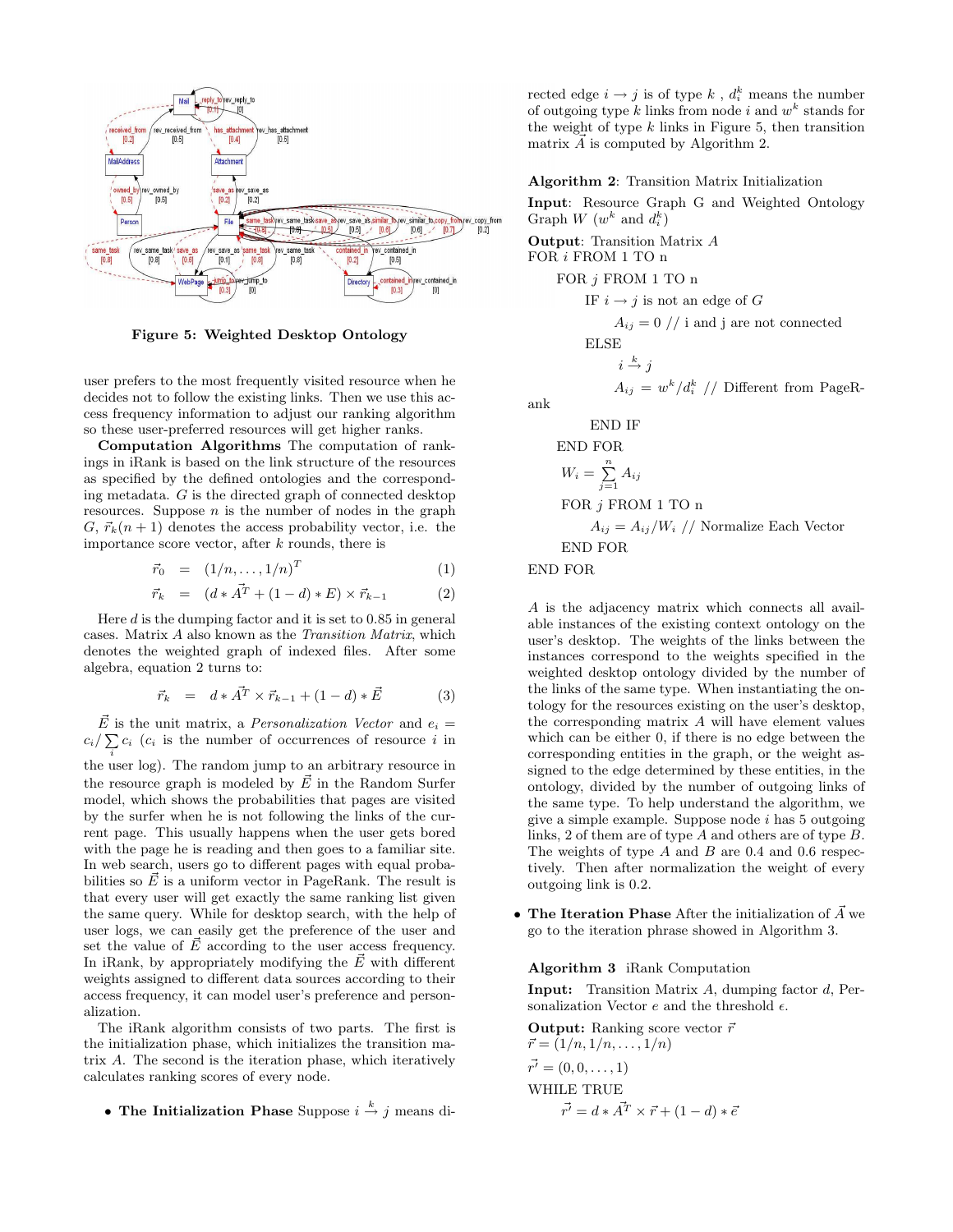Figure 5: Weighted Desktop Ontology

user prefers to the most frequently visited resource when he decides not to follow the existing links. Then we use this access frequency information to adjust our ranking algorithm so these user-preferred resources will get higher ranks.

**Computation Algorithms** The computation of rankings in iRank is based on the link structure of the resources as specified by the defined ontologies and the corresponding metadata. $G$ is the directed graph of connected desktop resources. Suppose $n$ is the number of nodes in the graph $G$, $\vec{r}_k(n+1)$ denotes the access probability vector, i.e. the importance score vector, after $k$ rounds, there is

$$\vec{r}_0 = (1/n, \ldots, 1/n)^T \tag{1}$$

$$\vec{r}_k = (d * \vec{A}^T + (1-d) * E) \times \vec{r}_{k-1} \tag{2}$$

Here $d$ is the dumping factor and it is set to 0.85 in general cases. Matrix $A$ also known as the *Transition Matrix*, which denotes the weighted graph of indexed files. After some algebra, equation 2 turns to:

$$\vec{r}_k = d * \vec{A}^T \times \vec{r}_{k-1} + (1-d) * \vec{E} \tag{3}$$

$\vec{E}$ is the unit matrix, a *Personalization Vector* and $e_i = c_i / \sum_i c_i$ ($c_i$ is the number of occurrences of resource $i$ in the user log). The random jump to an arbitrary resource in the resource graph is modeled by $\vec{E}$ in the Random Surfer model, which shows the probabilities that pages are visited by the surfer when he is not following the links of the current page. This usually happens when the user gets bored with the page he is reading and then goes to a familiar site. In web search, users go to different pages with equal probabilities so $\vec{E}$ is a uniform vector in PageRank. The result is that every user will get exactly the same ranking list given the same query. While for desktop search, with the help of user logs, we can easily get the preference of the user and set the value of $\vec{E}$ according to the user access frequency. In iRank, by appropriately modifying the $\vec{E}$ with different weights assigned to different data sources according to their access frequency, it can model user's preference and personalization.

The iRank algorithm consists of two parts. The first is the initialization phase, which initializes the transition matrix $A$. The second is the iteration phase, which iteratively calculates ranking scores of every node.

- **The Initialization Phase** Suppose $i \xrightarrow{k} j$ means directed edge $i \rightarrow j$ is of type $k$, $d_i^k$ means the number of outgoing type $k$ links from node $i$ and $w^k$ stands for the weight of type $k$ links in Figure 5, then transition matrix $\vec{A}$ is computed by Algorithm 2.

**Algorithm 2**: Transition Matrix Initialization

**Input**: Resource Graph G and Weighted Ontology Graph $W$ ($w^k$ and $d_i^k$)

**Output**: Transition Matrix $A$

```
FOR i FROM 1 TO n
    FOR j FROM 1 TO n
        IF i → j is not an edge of G
            A_ij = 0 // i and j are not connected
        ELSE
            i -k-> j
            A_ij = w^k / d_i^k // Different from PageRank
        END IF
    END FOR
    W_i = Σ_{j=1}^{n} A_ij
    FOR j FROM 1 TO n
        A_ij = A_ij / W_i // Normalize Each Vector
    END FOR
END FOR
```

$A$ is the adjacency matrix which connects all available instances of the existing context ontology on the user's desktop. The weights of the links between the instances correspond to the weights specified in the weighted desktop ontology divided by the number of the links of the same type. When instantiating the ontology for the resources existing on the user's desktop, the corresponding matrix $A$ will have element values which can be either 0, if there is no edge between the corresponding entities in the graph, or the weight assigned to the edge determined by these entities, in the ontology, divided by the number of outgoing links of the same type. To help understand the algorithm, we give a simple example. Suppose node $i$ has 5 outgoing links, 2 of them are of type $A$ and others are of type $B$. The weights of type $A$ and $B$ are 0.4 and 0.6 respectively. Then after normalization the weight of every outgoing link is 0.2.

- **The Iteration Phase** After the initialization of $\vec{A}$ we go to the iteration phrase showed in Algorithm 3.

**Algorithm 3** iRank Computation

**Input:** Transition Matrix $A$, dumping factor $d$, Personalization Vector $e$ and the threshold $\epsilon$.

**Output:** Ranking score vector $\vec{r}$

```
r = (1/n, 1/n, ..., 1/n)
r' = (0, 0, ..., 1)
WHILE TRUE
    r' = d * A^T × r + (1 - d) * e
```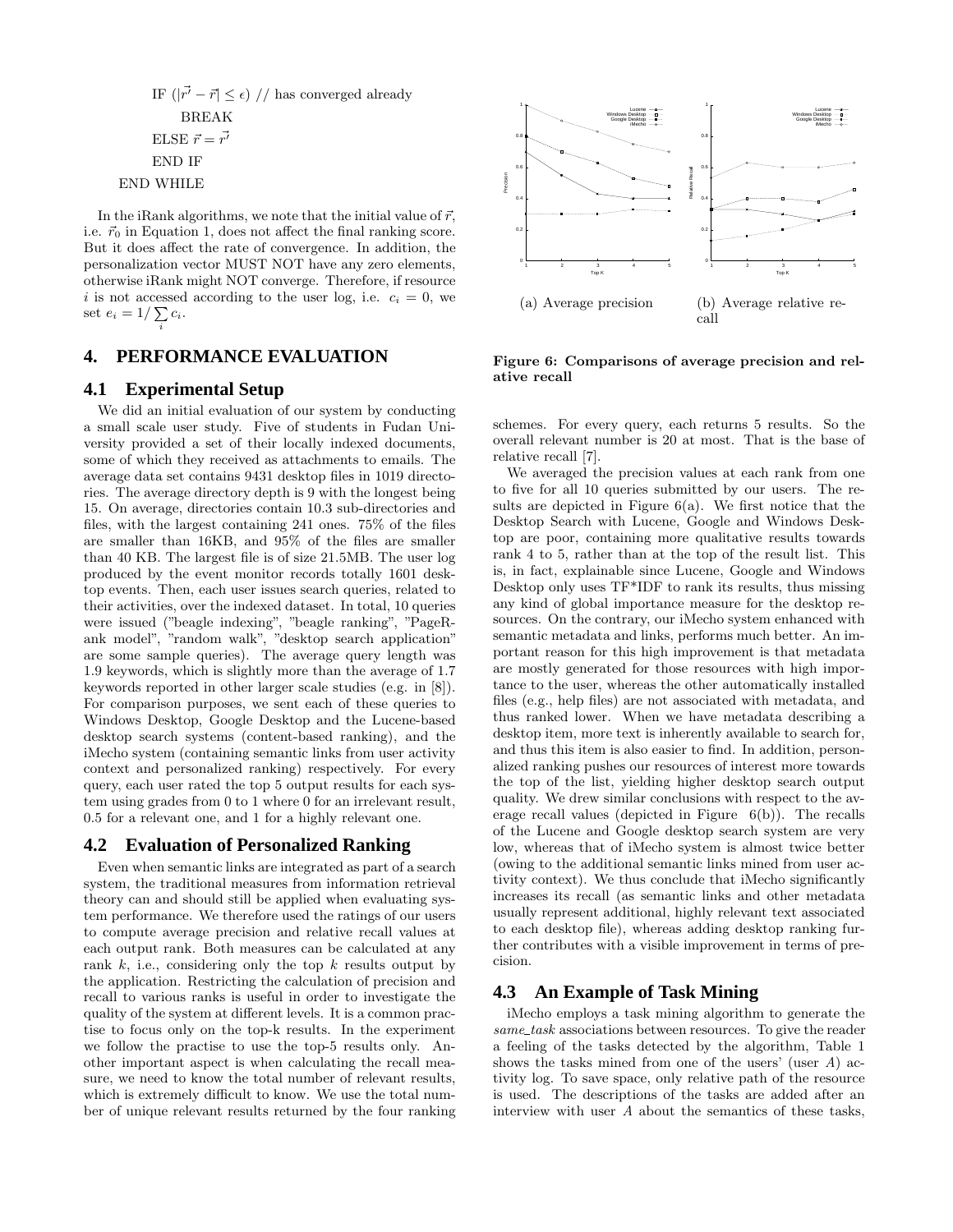IF $(|\vec{r'} - \vec{r}| \leq \epsilon)$ // has converged already

BREAK

ELSE $\vec{r} = \vec{r'}$

END IF

END WHILE

In the iRank algorithms, we note that the initial value of $\vec{r}$, i.e. $\vec{r}_0$ in Equation 1, does not affect the final ranking score. But it does affect the rate of convergence. In addition, the personalization vector MUST NOT have any zero elements, otherwise iRank might NOT converge. Therefore, if resource $i$ is not accessed according to the user log, i.e. $c_i = 0$, we set $e_i = 1/\sum_i c_i$.

## 4. PERFORMANCE EVALUATION

### 4.1 Experimental Setup

We did an initial evaluation of our system by conducting a small scale user study. Five of students in Fudan University provided a set of their locally indexed documents, some of which they received as attachments to emails. The average data set contains 9431 desktop files in 1019 directories. The average directory depth is 9 with the longest being 15. On average, directories contain 10.3 sub-directories and files, with the largest containing 241 ones. 75% of the files are smaller than 16KB, and 95% of the files are smaller than 40 KB. The largest file is of size 21.5MB. The user log produced by the event monitor records totally 1601 desktop events. Then, each user issues search queries, related to their activities, over the indexed dataset. In total, 10 queries were issued ("beagle indexing", "beagle ranking", "PageRank model", "random walk", "desktop search application" are some sample queries). The average query length was 1.9 keywords, which is slightly more than the average of 1.7 keywords reported in other larger scale studies (e.g. in [8]). For comparison purposes, we sent each of these queries to Windows Desktop, Google Desktop and the Lucene-based desktop search systems (content-based ranking), and the iMecho system (containing semantic links from user activity context and personalized ranking) respectively. For every query, each user rated the top 5 output results for each system using grades from 0 to 1 where 0 for an irrelevant result, 0.5 for a relevant one, and 1 for a highly relevant one.

### 4.2 Evaluation of Personalized Ranking

Even when semantic links are integrated as part of a search system, the traditional measures from information retrieval theory can and should still be applied when evaluating system performance. We therefore used the ratings of our users to compute average precision and relative recall values at each output rank. Both measures can be calculated at any rank $k$, i.e., considering only the top $k$ results output by the application. Restricting the calculation of precision and recall to various ranks is useful in order to investigate the quality of the system at different levels. It is a common practise to focus only on the top-k results. In the experiment we follow the practise to use the top-5 results only. Another important aspect is when calculating the recall measure, we need to know the total number of relevant results, which is extremely difficult to know. We use the total number of unique relevant results returned by the four ranking schemes. For every query, each returns 5 results. So the overall relevant number is 20 at most. That is the base of relative recall [7].

(a) Average precision

(b) Average relative recall

**Figure 6: Comparisons of average precision and relative recall**

We averaged the precision values at each rank from one to five for all 10 queries submitted by our users. The results are depicted in Figure 6(a). We first notice that the Desktop Search with Lucene, Google and Windows Desktop are poor, containing more qualitative results towards rank 4 to 5, rather than at the top of the result list. This is, in fact, explainable since Lucene, Google and Windows Desktop only uses TF*IDF to rank its results, thus missing any kind of global importance measure for the desktop resources. On the contrary, our iMecho system enhanced with semantic metadata and links, performs much better. An important reason for this high improvement is that metadata are mostly generated for those resources with high importance to the user, whereas the other automatically installed files (e.g., help files) are not associated with metadata, and thus ranked lower. When we have metadata describing a desktop item, more text is inherently available to search for, and thus this item is also easier to find. In addition, personalized ranking pushes our resources of interest more towards the top of the list, yielding higher desktop search output quality. We drew similar conclusions with respect to the average recall values (depicted in Figure 6(b)). The recalls of the Lucene and Google desktop search system are very low, whereas that of iMecho system is almost twice better (owing to the additional semantic links mined from user activity context). We thus conclude that iMecho significantly increases its recall (as semantic links and other metadata usually represent additional, highly relevant text associated to each desktop file), whereas adding desktop ranking further contributes with a visible improvement in terms of precision.

### 4.3 An Example of Task Mining

iMecho employs a task mining algorithm to generate the *same_task* associations between resources. To give the reader a feeling of the tasks detected by the algorithm, Table 1 shows the tasks mined from one of the users' (user $A$) activity log. To save space, only relative path of the resource is used. The descriptions of the tasks are added after an interview with user $A$ about the semantics of these tasks,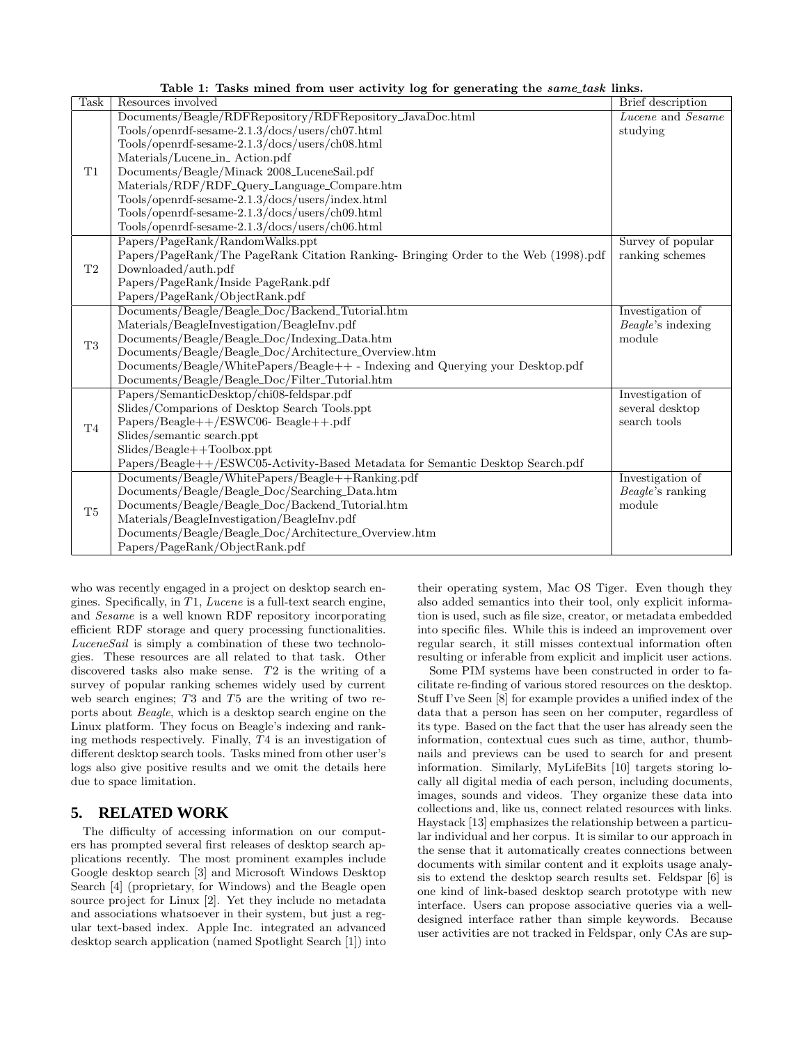**Table 1: Tasks mined from user activity log for generating the *same_task* links.**

| Task | Resources involved | Brief description |
|---|---|---|
| T1 | Documents/Beagle/RDFRepository/RDFRepository_JavaDoc.html<br>Tools/openrdf-sesame-2.1.3/docs/users/ch07.html<br>Tools/openrdf-sesame-2.1.3/docs/users/ch08.html<br>Materials/Lucene_in_ Action.pdf<br>Documents/Beagle/Minack 2008_LuceneSail.pdf<br>Materials/RDF/RDF_Query_Language_Compare.htm<br>Tools/openrdf-sesame-2.1.3/docs/users/index.html<br>Tools/openrdf-sesame-2.1.3/docs/users/ch09.html<br>Tools/openrdf-sesame-2.1.3/docs/users/ch06.html | *Lucene* and *Sesame* studying |
| T2 | Papers/PageRank/RandomWalks.ppt<br>Papers/PageRank/The PageRank Citation Ranking- Bringing Order to the Web (1998).pdf<br>Downloaded/auth.pdf<br>Papers/PageRank/Inside PageRank.pdf<br>Papers/PageRank/ObjectRank.pdf | Survey of popular ranking schemes |
| T3 | Documents/Beagle/Beagle_Doc/Backend_Tutorial.htm<br>Materials/BeagleInvestigation/BeagleInv.pdf<br>Documents/Beagle/Beagle_Doc/Indexing_Data.htm<br>Documents/Beagle/Beagle_Doc/Architecture_Overview.htm<br>Documents/Beagle/WhitePapers/Beagle++ - Indexing and Querying your Desktop.pdf<br>Documents/Beagle/Beagle_Doc/Filter_Tutorial.htm | Investigation of *Beagle*'s indexing module |
| T4 | Papers/SemanticDesktop/chi08-feldspar.pdf<br>Slides/Comparions of Desktop Search Tools.ppt<br>Papers/Beagle++/ESWC06- Beagle++.pdf<br>Slides/semantic search.ppt<br>Slides/Beagle++Toolbox.ppt<br>Papers/Beagle++/ESWC05-Activity-Based Metadata for Semantic Desktop Search.pdf | Investigation of several desktop search tools |
| T5 | Documents/Beagle/WhitePapers/Beagle++Ranking.pdf<br>Documents/Beagle/Beagle_Doc/Searching_Data.htm<br>Documents/Beagle/Beagle_Doc/Backend_Tutorial.htm<br>Materials/BeagleInvestigation/BeagleInv.pdf<br>Documents/Beagle/Beagle_Doc/Architecture_Overview.htm<br>Papers/PageRank/ObjectRank.pdf | Investigation of *Beagle*'s ranking module |

who was recently engaged in a project on desktop search engines. Specifically, in $T1$, *Lucene* is a full-text search engine, and *Sesame* is a well known RDF repository incorporating efficient RDF storage and query processing functionalities. *LuceneSail* is simply a combination of these two technologies. These resources are all related to that task. Other discovered tasks also make sense. $T2$ is the writing of a survey of popular ranking schemes widely used by current web search engines; $T3$ and $T5$ are the writing of two reports about *Beagle*, which is a desktop search engine on the Linux platform. They focus on Beagle's indexing and ranking methods respectively. Finally, $T4$ is an investigation of different desktop search tools. Tasks mined from other user's logs also give positive results and we omit the details here due to space limitation.

## 5. RELATED WORK

The difficulty of accessing information on our computers has prompted several first releases of desktop search applications recently. The most prominent examples include Google desktop search [3] and Microsoft Windows Desktop Search [4] (proprietary, for Windows) and the Beagle open source project for Linux [2]. Yet they include no metadata and associations whatsoever in their system, but just a regular text-based index. Apple Inc. integrated an advanced desktop search application (named Spotlight Search [1]) into their operating system, Mac OS Tiger. Even though they also added semantics into their tool, only explicit information is used, such as file size, creator, or metadata embedded into specific files. While this is indeed an improvement over regular search, it still misses contextual information often resulting or inferable from explicit and implicit user actions.

Some PIM systems have been constructed in order to facilitate re-finding of various stored resources on the desktop. Stuff I've Seen [8] for example provides a unified index of the data that a person has seen on her computer, regardless of its type. Based on the fact that the user has already seen the information, contextual cues such as time, author, thumbnails and previews can be used to search for and present information. Similarly, MyLifeBits [10] targets storing locally all digital media of each person, including documents, images, sounds and videos. They organize these data into collections and, like us, connect related resources with links. Haystack [13] emphasizes the relationship between a particular individual and her corpus. It is similar to our approach in the sense that it automatically creates connections between documents with similar content and it exploits usage analysis to extend the desktop search results set. Feldspar [6] is one kind of link-based desktop search prototype with new interface. Users can propose associative queries via a well-designed interface rather than simple keywords. Because user activities are not tracked in Feldspar, only CAs are sup-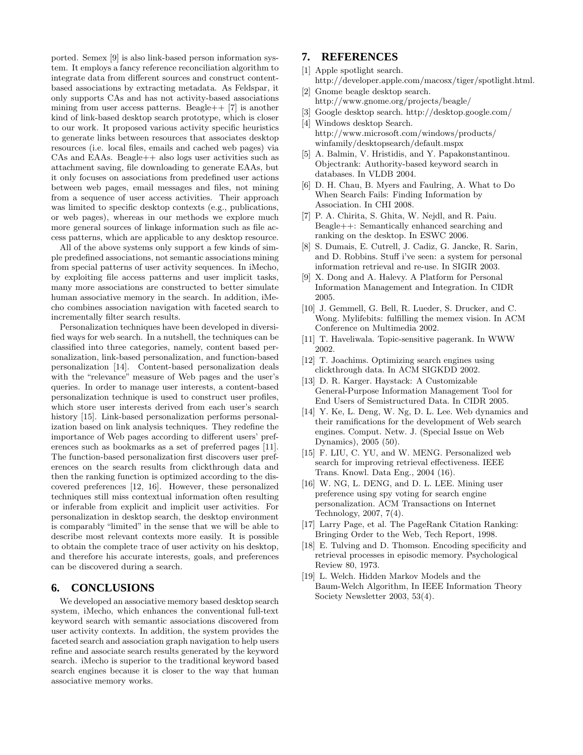ported. Semex [9] is also link-based person information system. It employs a fancy reference reconciliation algorithm to integrate data from different sources and construct content-based associations by extracting metadata. As Feldspar, it only supports CAs and has not activity-based associations mining from user access patterns. Beagle++ [7] is another kind of link-based desktop search prototype, which is closer to our work. It proposed various activity specific heuristics to generate links between resources that associates desktop resources (i.e. local files, emails and cached web pages) via CAs and EAAs. Beagle++ also logs user activities such as attachment saving, file downloading to generate EAAs, but it only focuses on associations from predefined user actions between web pages, email messages and files, not mining from a sequence of user access activities. Their approach was limited to specific desktop contexts (e.g., publications, or web pages), whereas in our methods we explore much more general sources of linkage information such as file access patterns, which are applicable to any desktop resource.

All of the above systems only support a few kinds of simple predefined associations, not semantic associations mining from special patterns of user activity sequences. In iMecho, by exploiting file access patterns and user implicit tasks, many more associations are constructed to better simulate human associative memory in the search. In addition, iMecho combines association navigation with faceted search to incrementally filter search results.

Personalization techniques have been developed in diversified ways for web search. In a nutshell, the techniques can be classified into three categories, namely, content based personalization, link-based personalization, and function-based personalization [14]. Content-based personalization deals with the "relevance" measure of Web pages and the user's queries. In order to manage user interests, a content-based personalization technique is used to construct user profiles, which store user interests derived from each user's search history [15]. Link-based personalization performs personalization based on link analysis techniques. They redefine the importance of Web pages according to different users' preferences such as bookmarks as a set of preferred pages [11]. The function-based personalization first discovers user preferences on the search results from clickthrough data and then the ranking function is optimized according to the discovered preferences [12, 16]. However, these personalized techniques still miss contextual information often resulting or inferable from explicit and implicit user activities. For personalization in desktop search, the desktop environment is comparably "limited" in the sense that we will be able to describe most relevant contexts more easily. It is possible to obtain the complete trace of user activity on his desktop, and therefore his accurate interests, goals, and preferences can be discovered during a search.

## 6. CONCLUSIONS

We developed an associative memory based desktop search system, iMecho, which enhances the conventional full-text keyword search with semantic associations discovered from user activity contexts. In addition, the system provides the faceted search and association graph navigation to help users refine and associate search results generated by the keyword search. iMecho is superior to the traditional keyword based search engines because it is closer to the way that human associative memory works.

## 7. REFERENCES

[1] Apple spotlight search. http://developer.apple.com/macosx/tiger/spotlight.html.

[2] Gnome beagle desktop search. http://www.gnome.org/projects/beagle/

[3] Google desktop search. http://desktop.google.com/

[4] Windows desktop Search. http://www.microsoft.com/windows/products/winfamily/desktopsearch/default.mspx

[5] A. Balmin, V. Hristidis, and Y. Papakonstantinou. Objectrank: Authority-based keyword search in databases. In VLDB 2004.

[6] D. H. Chau, B. Myers and Faulring, A. What to Do When Search Fails: Finding Information by Association. In CHI 2008.

[7] P. A. Chirita, S. Ghita, W. Nejdl, and R. Paiu. Beagle++: Semantically enhanced searching and ranking on the desktop. In ESWC 2006.

[8] S. Dumais, E. Cutrell, J. Cadiz, G. Jancke, R. Sarin, and D. Robbins. Stuff i've seen: a system for personal information retrieval and re-use. In SIGIR 2003.

[9] X. Dong and A. Halevy. A Platform for Personal Information Management and Integration. In CIDR 2005.

[10] J. Gemmell, G. Bell, R. Lueder, S. Drucker, and C. Wong. Mylifebits: fulfilling the memex vision. In ACM Conference on Multimedia 2002.

[11] T. Haveliwala. Topic-sensitive pagerank. In WWW 2002.

[12] T. Joachims. Optimizing search engines using clickthrough data. In ACM SIGKDD 2002.

[13] D. R. Karger. Haystack: A Customizable General-Purpose Information Management Tool for End Users of Semistructured Data. In CIDR 2005.

[14] Y. Ke, L. Deng, W. Ng, D. L. Lee. Web dynamics and their ramifications for the development of Web search engines. Comput. Netw. J. (Special Issue on Web Dynamics), 2005 (50).

[15] F. LIU, C. YU, and W. MENG. Personalized web search for improving retrieval effectiveness. IEEE Trans. Knowl. Data Eng., 2004 (16).

[16] W. NG, L. DENG, and D. L. LEE. Mining user preference using spy voting for search engine personalization. ACM Transactions on Internet Technology, 2007, 7(4).

[17] Larry Page, et al. The PageRank Citation Ranking: Bringing Order to the Web, Tech Report, 1998.

[18] E. Tulving and D. Thomson. Encoding specificity and retrieval processes in episodic memory. Psychological Review 80, 1973.

[19] L. Welch. Hidden Markov Models and the Baum-Welch Algorithm, In IEEE Information Theory Society Newsletter 2003, 53(4).